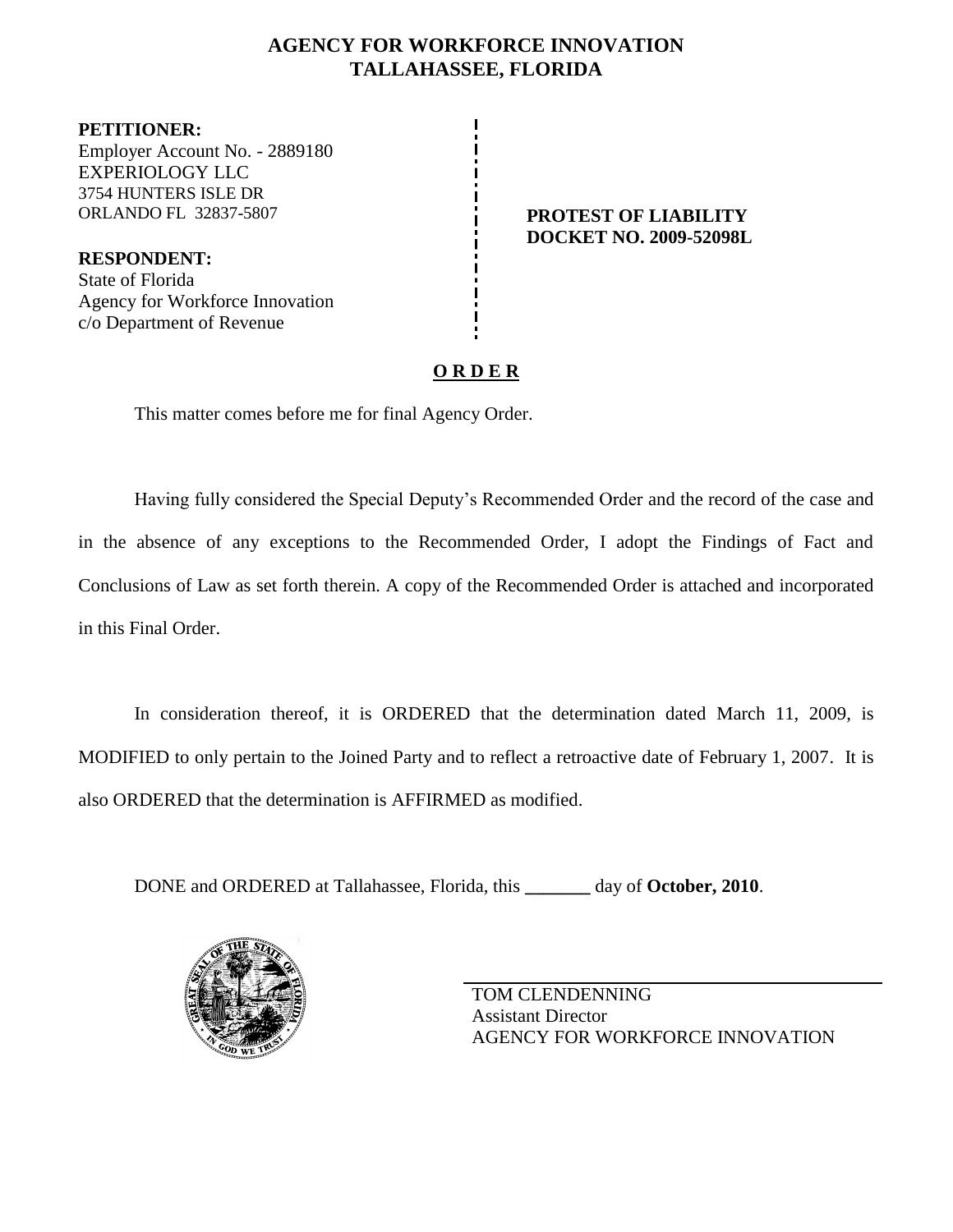# AGENCY FOR WORKFORCE INNOVATION
## TALLAHASSEE, FLORIDA

**PETITIONER:**
Employer Account No. - 2889180
EXPERIOLOGY LLC
3754 HUNTERS ISLE DR
ORLANDO FL 32837-5807

**RESPONDENT:**
State of Florida
Agency for Workforce Innovation
c/o Department of Revenue

**PROTEST OF LIABILITY**
**DOCKET NO. 2009-52098L**

**O R D E R**

This matter comes before me for final Agency Order.

Having fully considered the Special Deputy's Recommended Order and the record of the case and in the absence of any exceptions to the Recommended Order, I adopt the Findings of Fact and Conclusions of Law as set forth therein. A copy of the Recommended Order is attached and incorporated in this Final Order.

In consideration thereof, it is ORDERED that the determination dated March 11, 2009, is MODIFIED to only pertain to the Joined Party and to reflect a retroactive date of February 1, 2007. It is also ORDERED that the determination is AFFIRMED as modified.

DONE and ORDERED at Tallahassee, Florida, this _______ day of **October, 2010**.

TOM CLENDENNING
Assistant Director
AGENCY FOR WORKFORCE INNOVATION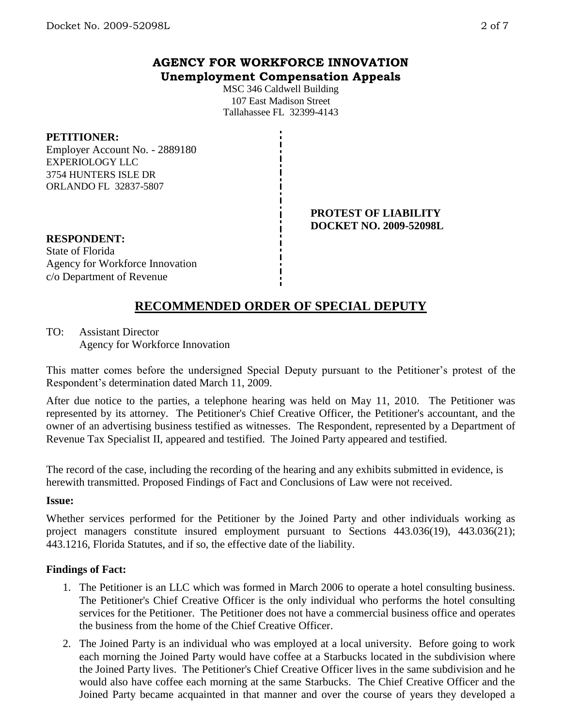# AGENCY FOR WORKFORCE INNOVATION
## Unemployment Compensation Appeals

MSC 346 Caldwell Building
107 East Madison Street
Tallahassee FL 32399-4143

**PETITIONER:**
Employer Account No. - 2889180
EXPERIOLOGY LLC
3754 HUNTERS ISLE DR
ORLANDO FL 32837-5807

**PROTEST OF LIABILITY**
**DOCKET NO. 2009-52098L**

**RESPONDENT:**
State of Florida
Agency for Workforce Innovation
c/o Department of Revenue

## RECOMMENDED ORDER OF SPECIAL DEPUTY

TO: Assistant Director
Agency for Workforce Innovation

This matter comes before the undersigned Special Deputy pursuant to the Petitioner's protest of the Respondent's determination dated March 11, 2009.

After due notice to the parties, a telephone hearing was held on May 11, 2010. The Petitioner was represented by its attorney. The Petitioner's Chief Creative Officer, the Petitioner's accountant, and the owner of an advertising business testified as witnesses. The Respondent, represented by a Department of Revenue Tax Specialist II, appeared and testified. The Joined Party appeared and testified.

The record of the case, including the recording of the hearing and any exhibits submitted in evidence, is herewith transmitted. Proposed Findings of Fact and Conclusions of Law were not received.

**Issue:**

Whether services performed for the Petitioner by the Joined Party and other individuals working as project managers constitute insured employment pursuant to Sections 443.036(19), 443.036(21); 443.1216, Florida Statutes, and if so, the effective date of the liability.

**Findings of Fact:**

1. The Petitioner is an LLC which was formed in March 2006 to operate a hotel consulting business. The Petitioner's Chief Creative Officer is the only individual who performs the hotel consulting services for the Petitioner. The Petitioner does not have a commercial business office and operates the business from the home of the Chief Creative Officer.
2. The Joined Party is an individual who was employed at a local university. Before going to work each morning the Joined Party would have coffee at a Starbucks located in the subdivision where the Joined Party lives. The Petitioner's Chief Creative Officer lives in the same subdivision and he would also have coffee each morning at the same Starbucks. The Chief Creative Officer and the Joined Party became acquainted in that manner and over the course of years they developed a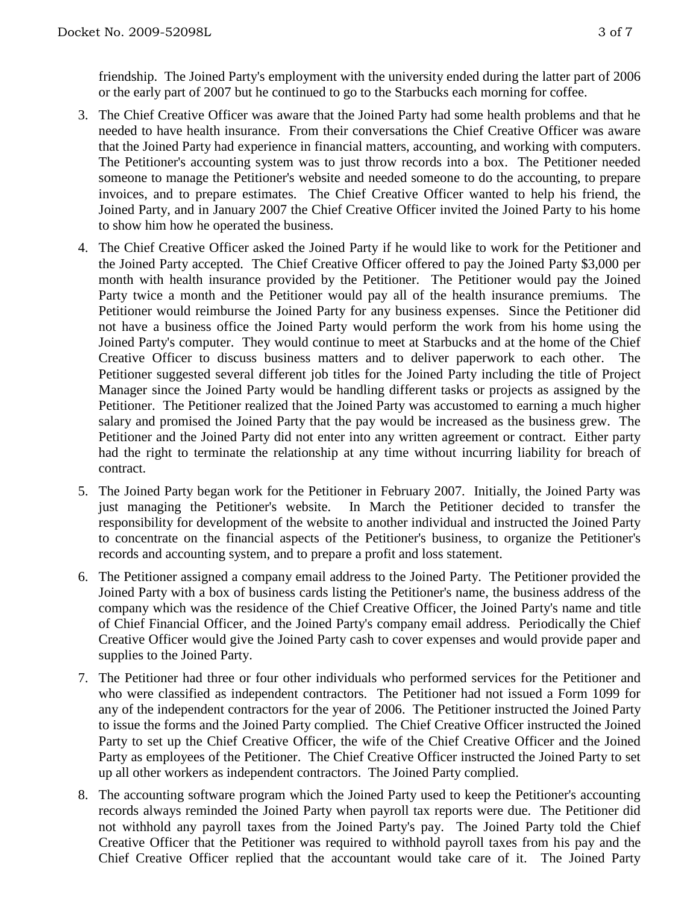friendship. The Joined Party's employment with the university ended during the latter part of 2006 or the early part of 2007 but he continued to go to the Starbucks each morning for coffee.

3. The Chief Creative Officer was aware that the Joined Party had some health problems and that he needed to have health insurance. From their conversations the Chief Creative Officer was aware that the Joined Party had experience in financial matters, accounting, and working with computers. The Petitioner's accounting system was to just throw records into a box. The Petitioner needed someone to manage the Petitioner's website and needed someone to do the accounting, to prepare invoices, and to prepare estimates. The Chief Creative Officer wanted to help his friend, the Joined Party, and in January 2007 the Chief Creative Officer invited the Joined Party to his home to show him how he operated the business.

4. The Chief Creative Officer asked the Joined Party if he would like to work for the Petitioner and the Joined Party accepted. The Chief Creative Officer offered to pay the Joined Party $3,000 per month with health insurance provided by the Petitioner. The Petitioner would pay the Joined Party twice a month and the Petitioner would pay all of the health insurance premiums. The Petitioner would reimburse the Joined Party for any business expenses. Since the Petitioner did not have a business office the Joined Party would perform the work from his home using the Joined Party's computer. They would continue to meet at Starbucks and at the home of the Chief Creative Officer to discuss business matters and to deliver paperwork to each other. The Petitioner suggested several different job titles for the Joined Party including the title of Project Manager since the Joined Party would be handling different tasks or projects as assigned by the Petitioner. The Petitioner realized that the Joined Party was accustomed to earning a much higher salary and promised the Joined Party that the pay would be increased as the business grew. The Petitioner and the Joined Party did not enter into any written agreement or contract. Either party had the right to terminate the relationship at any time without incurring liability for breach of contract.

5. The Joined Party began work for the Petitioner in February 2007. Initially, the Joined Party was just managing the Petitioner's website. In March the Petitioner decided to transfer the responsibility for development of the website to another individual and instructed the Joined Party to concentrate on the financial aspects of the Petitioner's business, to organize the Petitioner's records and accounting system, and to prepare a profit and loss statement.

6. The Petitioner assigned a company email address to the Joined Party. The Petitioner provided the Joined Party with a box of business cards listing the Petitioner's name, the business address of the company which was the residence of the Chief Creative Officer, the Joined Party's name and title of Chief Financial Officer, and the Joined Party's company email address. Periodically the Chief Creative Officer would give the Joined Party cash to cover expenses and would provide paper and supplies to the Joined Party.

7. The Petitioner had three or four other individuals who performed services for the Petitioner and who were classified as independent contractors. The Petitioner had not issued a Form 1099 for any of the independent contractors for the year of 2006. The Petitioner instructed the Joined Party to issue the forms and the Joined Party complied. The Chief Creative Officer instructed the Joined Party to set up the Chief Creative Officer, the wife of the Chief Creative Officer and the Joined Party as employees of the Petitioner. The Chief Creative Officer instructed the Joined Party to set up all other workers as independent contractors. The Joined Party complied.

8. The accounting software program which the Joined Party used to keep the Petitioner's accounting records always reminded the Joined Party when payroll tax reports were due. The Petitioner did not withhold any payroll taxes from the Joined Party's pay. The Joined Party told the Chief Creative Officer that the Petitioner was required to withhold payroll taxes from his pay and the Chief Creative Officer replied that the accountant would take care of it. The Joined Party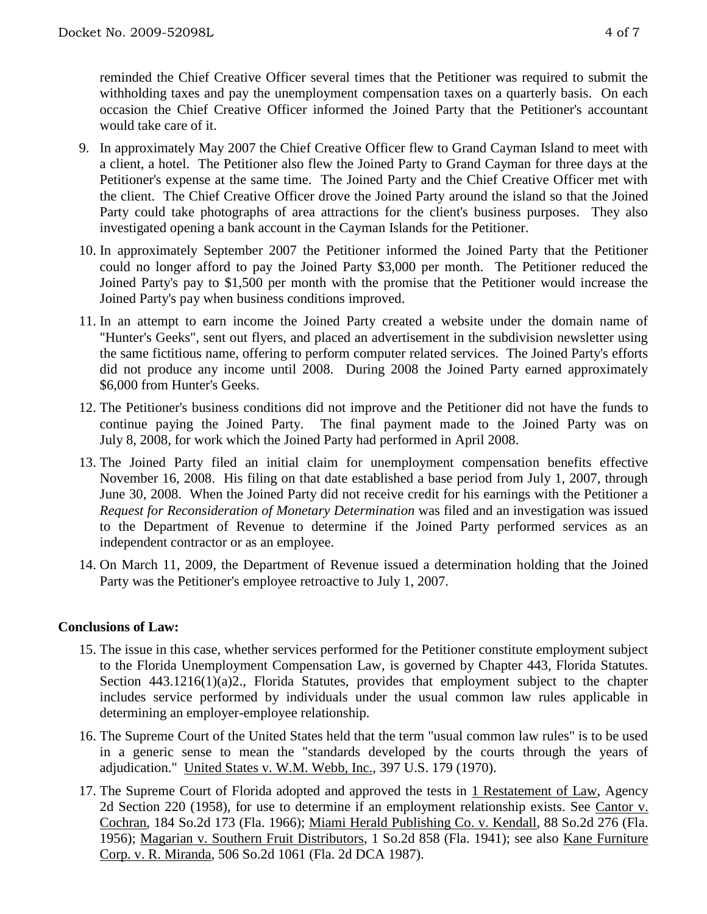reminded the Chief Creative Officer several times that the Petitioner was required to submit the withholding taxes and pay the unemployment compensation taxes on a quarterly basis. On each occasion the Chief Creative Officer informed the Joined Party that the Petitioner's accountant would take care of it.

9. In approximately May 2007 the Chief Creative Officer flew to Grand Cayman Island to meet with a client, a hotel. The Petitioner also flew the Joined Party to Grand Cayman for three days at the Petitioner's expense at the same time. The Joined Party and the Chief Creative Officer met with the client. The Chief Creative Officer drove the Joined Party around the island so that the Joined Party could take photographs of area attractions for the client's business purposes. They also investigated opening a bank account in the Cayman Islands for the Petitioner.

10. In approximately September 2007 the Petitioner informed the Joined Party that the Petitioner could no longer afford to pay the Joined Party $3,000 per month. The Petitioner reduced the Joined Party's pay to $1,500 per month with the promise that the Petitioner would increase the Joined Party's pay when business conditions improved.

11. In an attempt to earn income the Joined Party created a website under the domain name of "Hunter's Geeks", sent out flyers, and placed an advertisement in the subdivision newsletter using the same fictitious name, offering to perform computer related services. The Joined Party's efforts did not produce any income until 2008. During 2008 the Joined Party earned approximately $6,000 from Hunter's Geeks.

12. The Petitioner's business conditions did not improve and the Petitioner did not have the funds to continue paying the Joined Party. The final payment made to the Joined Party was on July 8, 2008, for work which the Joined Party had performed in April 2008.

13. The Joined Party filed an initial claim for unemployment compensation benefits effective November 16, 2008. His filing on that date established a base period from July 1, 2007, through June 30, 2008. When the Joined Party did not receive credit for his earnings with the Petitioner a *Request for Reconsideration of Monetary Determination* was filed and an investigation was issued to the Department of Revenue to determine if the Joined Party performed services as an independent contractor or as an employee.

14. On March 11, 2009, the Department of Revenue issued a determination holding that the Joined Party was the Petitioner's employee retroactive to July 1, 2007.

**Conclusions of Law:**

15. The issue in this case, whether services performed for the Petitioner constitute employment subject to the Florida Unemployment Compensation Law, is governed by Chapter 443, Florida Statutes. Section 443.1216(1)(a)2., Florida Statutes, provides that employment subject to the chapter includes service performed by individuals under the usual common law rules applicable in determining an employer-employee relationship.

16. The Supreme Court of the United States held that the term "usual common law rules" is to be used in a generic sense to mean the "standards developed by the courts through the years of adjudication." United States v. W.M. Webb, Inc., 397 U.S. 179 (1970).

17. The Supreme Court of Florida adopted and approved the tests in 1 Restatement of Law, Agency 2d Section 220 (1958), for use to determine if an employment relationship exists. See Cantor v. Cochran, 184 So.2d 173 (Fla. 1966); Miami Herald Publishing Co. v. Kendall, 88 So.2d 276 (Fla. 1956); Magarian v. Southern Fruit Distributors, 1 So.2d 858 (Fla. 1941); see also Kane Furniture Corp. v. R. Miranda, 506 So.2d 1061 (Fla. 2d DCA 1987).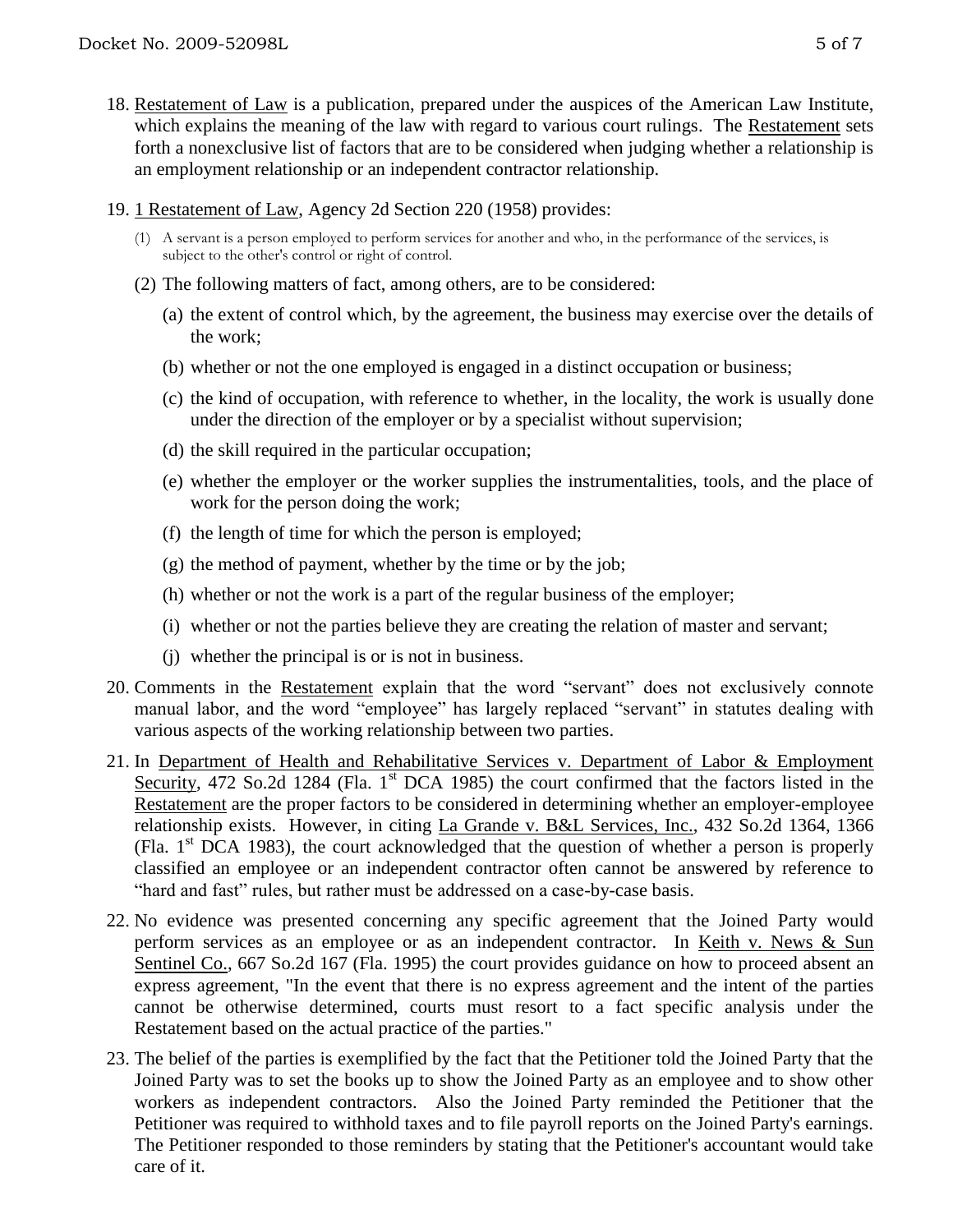18. Restatement of Law is a publication, prepared under the auspices of the American Law Institute, which explains the meaning of the law with regard to various court rulings. The Restatement sets forth a nonexclusive list of factors that are to be considered when judging whether a relationship is an employment relationship or an independent contractor relationship.

19. 1 Restatement of Law, Agency 2d Section 220 (1958) provides:

    (1) A servant is a person employed to perform services for another and who, in the performance of the services, is subject to the other's control or right of control.

    (2) The following matters of fact, among others, are to be considered:

    (a) the extent of control which, by the agreement, the business may exercise over the details of the work;

    (b) whether or not the one employed is engaged in a distinct occupation or business;

    (c) the kind of occupation, with reference to whether, in the locality, the work is usually done under the direction of the employer or by a specialist without supervision;

    (d) the skill required in the particular occupation;

    (e) whether the employer or the worker supplies the instrumentalities, tools, and the place of work for the person doing the work;

    (f) the length of time for which the person is employed;

    (g) the method of payment, whether by the time or by the job;

    (h) whether or not the work is a part of the regular business of the employer;

    (i) whether or not the parties believe they are creating the relation of master and servant;

    (j) whether the principal is or is not in business.

20. Comments in the Restatement explain that the word "servant" does not exclusively connote manual labor, and the word "employee" has largely replaced "servant" in statutes dealing with various aspects of the working relationship between two parties.

21. In Department of Health and Rehabilitative Services v. Department of Labor & Employment Security, 472 So.2d 1284 (Fla. 1st DCA 1985) the court confirmed that the factors listed in the Restatement are the proper factors to be considered in determining whether an employer-employee relationship exists. However, in citing La Grande v. B&L Services, Inc., 432 So.2d 1364, 1366 (Fla. 1st DCA 1983), the court acknowledged that the question of whether a person is properly classified an employee or an independent contractor often cannot be answered by reference to "hard and fast" rules, but rather must be addressed on a case-by-case basis.

22. No evidence was presented concerning any specific agreement that the Joined Party would perform services as an employee or as an independent contractor. In Keith v. News & Sun Sentinel Co., 667 So.2d 167 (Fla. 1995) the court provides guidance on how to proceed absent an express agreement, "In the event that there is no express agreement and the intent of the parties cannot be otherwise determined, courts must resort to a fact specific analysis under the Restatement based on the actual practice of the parties."

23. The belief of the parties is exemplified by the fact that the Petitioner told the Joined Party that the Joined Party was to set the books up to show the Joined Party as an employee and to show other workers as independent contractors. Also the Joined Party reminded the Petitioner that the Petitioner was required to withhold taxes and to file payroll reports on the Joined Party's earnings. The Petitioner responded to those reminders by stating that the Petitioner's accountant would take care of it.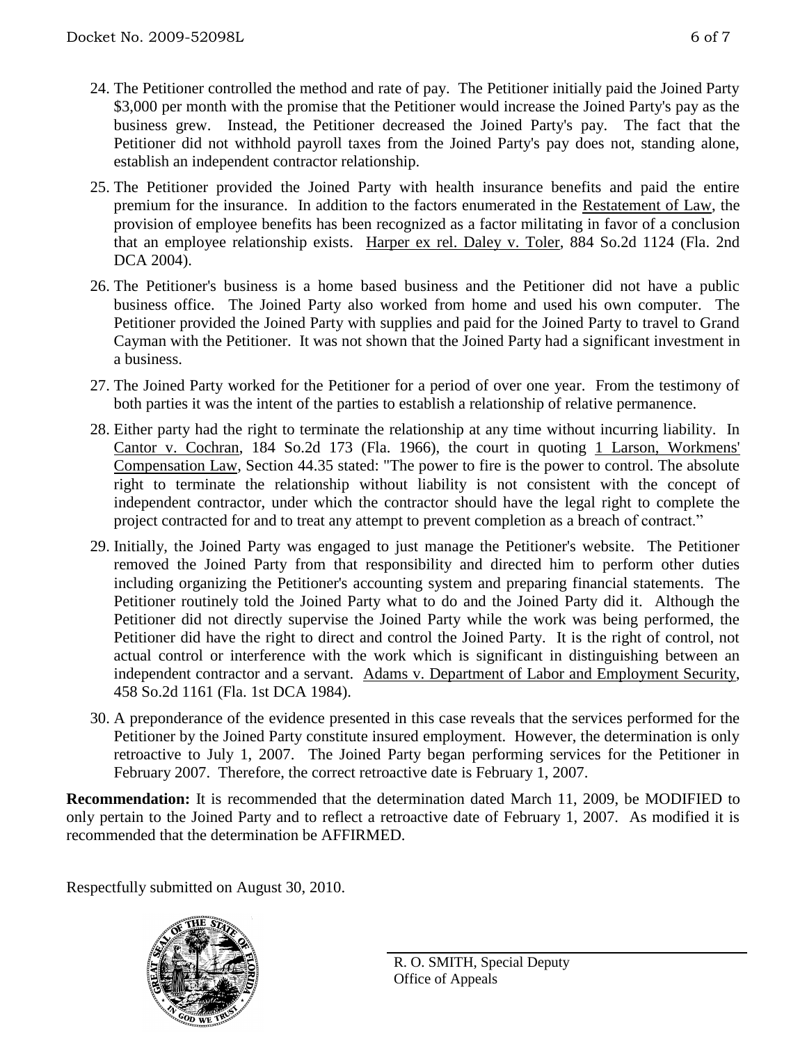24. The Petitioner controlled the method and rate of pay. The Petitioner initially paid the Joined Party $3,000 per month with the promise that the Petitioner would increase the Joined Party's pay as the business grew. Instead, the Petitioner decreased the Joined Party's pay. The fact that the Petitioner did not withhold payroll taxes from the Joined Party's pay does not, standing alone, establish an independent contractor relationship.

25. The Petitioner provided the Joined Party with health insurance benefits and paid the entire premium for the insurance. In addition to the factors enumerated in the Restatement of Law, the provision of employee benefits has been recognized as a factor militating in favor of a conclusion that an employee relationship exists. Harper ex rel. Daley v. Toler, 884 So.2d 1124 (Fla. 2nd DCA 2004).

26. The Petitioner's business is a home based business and the Petitioner did not have a public business office. The Joined Party also worked from home and used his own computer. The Petitioner provided the Joined Party with supplies and paid for the Joined Party to travel to Grand Cayman with the Petitioner. It was not shown that the Joined Party had a significant investment in a business.

27. The Joined Party worked for the Petitioner for a period of over one year. From the testimony of both parties it was the intent of the parties to establish a relationship of relative permanence.

28. Either party had the right to terminate the relationship at any time without incurring liability. In Cantor v. Cochran, 184 So.2d 173 (Fla. 1966), the court in quoting 1 Larson, Workmens' Compensation Law, Section 44.35 stated: "The power to fire is the power to control. The absolute right to terminate the relationship without liability is not consistent with the concept of independent contractor, under which the contractor should have the legal right to complete the project contracted for and to treat any attempt to prevent completion as a breach of contract."

29. Initially, the Joined Party was engaged to just manage the Petitioner's website. The Petitioner removed the Joined Party from that responsibility and directed him to perform other duties including organizing the Petitioner's accounting system and preparing financial statements. The Petitioner routinely told the Joined Party what to do and the Joined Party did it. Although the Petitioner did not directly supervise the Joined Party while the work was being performed, the Petitioner did have the right to direct and control the Joined Party. It is the right of control, not actual control or interference with the work which is significant in distinguishing between an independent contractor and a servant. Adams v. Department of Labor and Employment Security, 458 So.2d 1161 (Fla. 1st DCA 1984).

30. A preponderance of the evidence presented in this case reveals that the services performed for the Petitioner by the Joined Party constitute insured employment. However, the determination is only retroactive to July 1, 2007. The Joined Party began performing services for the Petitioner in February 2007. Therefore, the correct retroactive date is February 1, 2007.

**Recommendation:** It is recommended that the determination dated March 11, 2009, be MODIFIED to only pertain to the Joined Party and to reflect a retroactive date of February 1, 2007. As modified it is recommended that the determination be AFFIRMED.

Respectfully submitted on August 30, 2010.

R. O. SMITH, Special Deputy
Office of Appeals